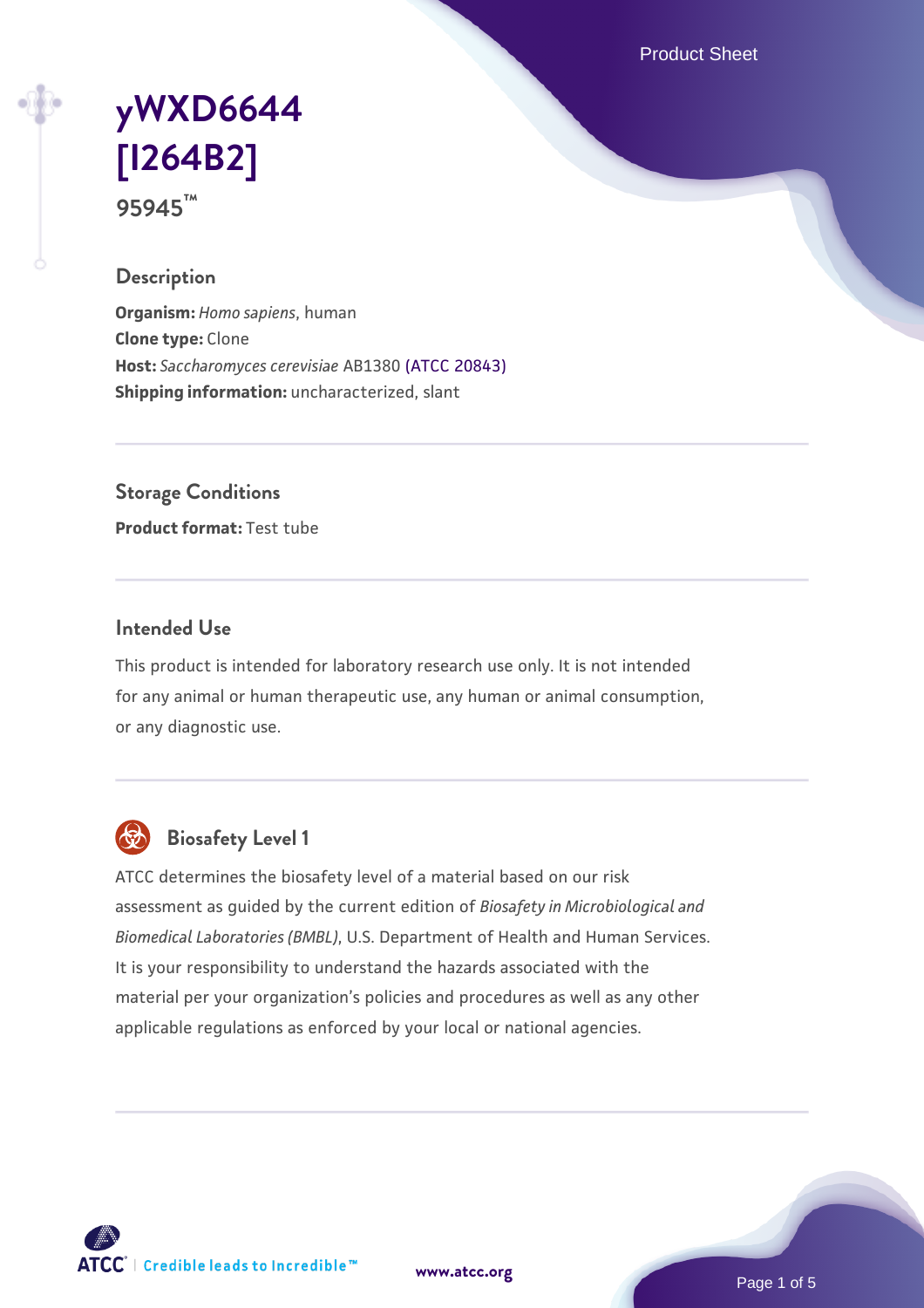# yWXD6644 [I264B2]

95945™

## Description

**Organism:** *Homo sapiens*, human
**Clone type:** Clone
**Host:** *Saccharomyces cerevisiae* AB1380 (ATCC 20843)
**Shipping information:** uncharacterized, slant

## Storage Conditions

**Product format:** Test tube

## Intended Use

This product is intended for laboratory research use only. It is not intended for any animal or human therapeutic use, any human or animal consumption, or any diagnostic use.

## Biosafety Level 1

ATCC determines the biosafety level of a material based on our risk assessment as guided by the current edition of *Biosafety in Microbiological and Biomedical Laboratories (BMBL)*, U.S. Department of Health and Human Services. It is your responsibility to understand the hazards associated with the material per your organization's policies and procedures as well as any other applicable regulations as enforced by your local or national agencies.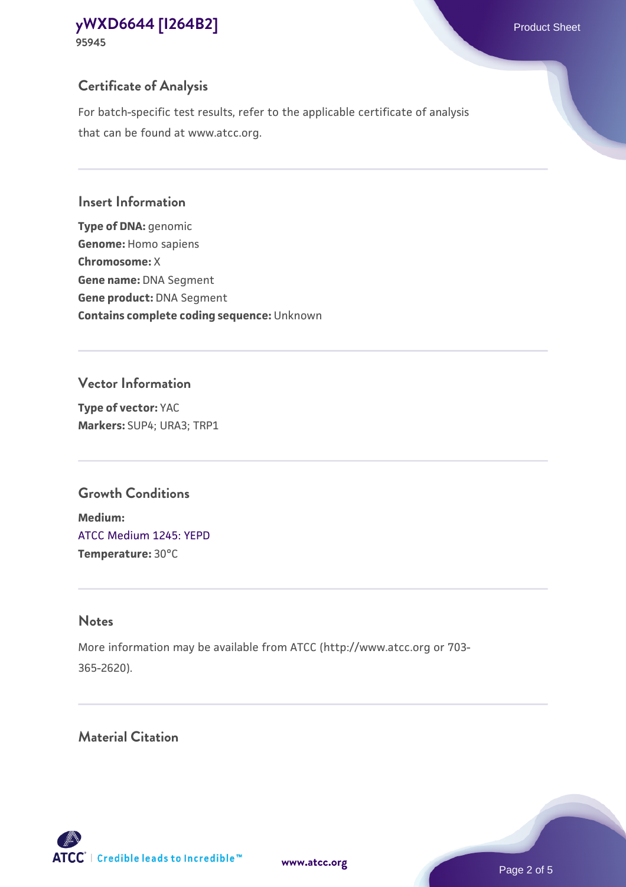## Certificate of Analysis

For batch-specific test results, refer to the applicable certificate of analysis that can be found at www.atcc.org.

## Insert Information

**Type of DNA:** genomic
**Genome:** Homo sapiens
**Chromosome:** X
**Gene name:** DNA Segment
**Gene product:** DNA Segment
**Contains complete coding sequence:** Unknown

## Vector Information

**Type of vector:** YAC
**Markers:** SUP4; URA3; TRP1

## Growth Conditions

**Medium:**
ATCC Medium 1245: YEPD
**Temperature:** 30°C

## Notes

More information may be available from ATCC (http://www.atcc.org or 703-365-2620).

## Material Citation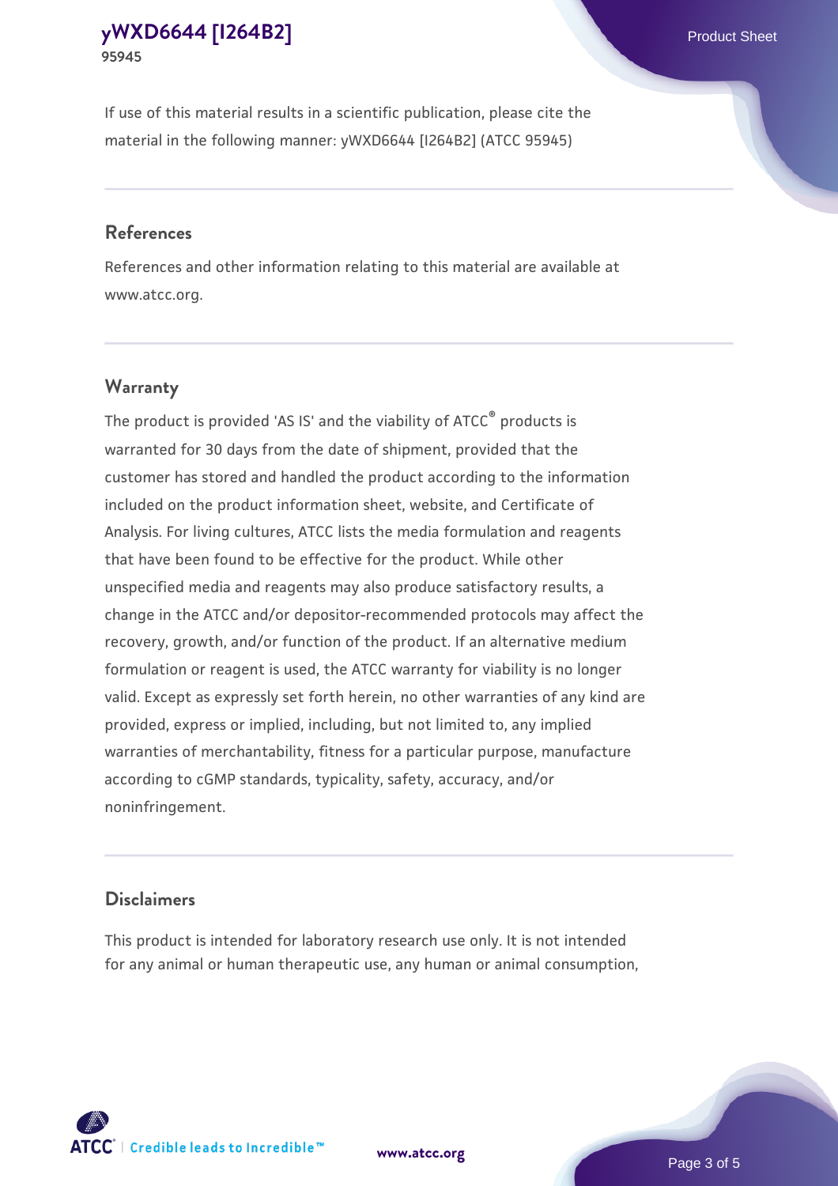If use of this material results in a scientific publication, please cite the material in the following manner: yWXD6644 [I264B2] (ATCC 95945)

## References

References and other information relating to this material are available at www.atcc.org.

## Warranty

The product is provided 'AS IS' and the viability of ATCC® products is warranted for 30 days from the date of shipment, provided that the customer has stored and handled the product according to the information included on the product information sheet, website, and Certificate of Analysis. For living cultures, ATCC lists the media formulation and reagents that have been found to be effective for the product. While other unspecified media and reagents may also produce satisfactory results, a change in the ATCC and/or depositor-recommended protocols may affect the recovery, growth, and/or function of the product. If an alternative medium formulation or reagent is used, the ATCC warranty for viability is no longer valid. Except as expressly set forth herein, no other warranties of any kind are provided, express or implied, including, but not limited to, any implied warranties of merchantability, fitness for a particular purpose, manufacture according to cGMP standards, typicality, safety, accuracy, and/or noninfringement.

## Disclaimers

This product is intended for laboratory research use only. It is not intended for any animal or human therapeutic use, any human or animal consumption,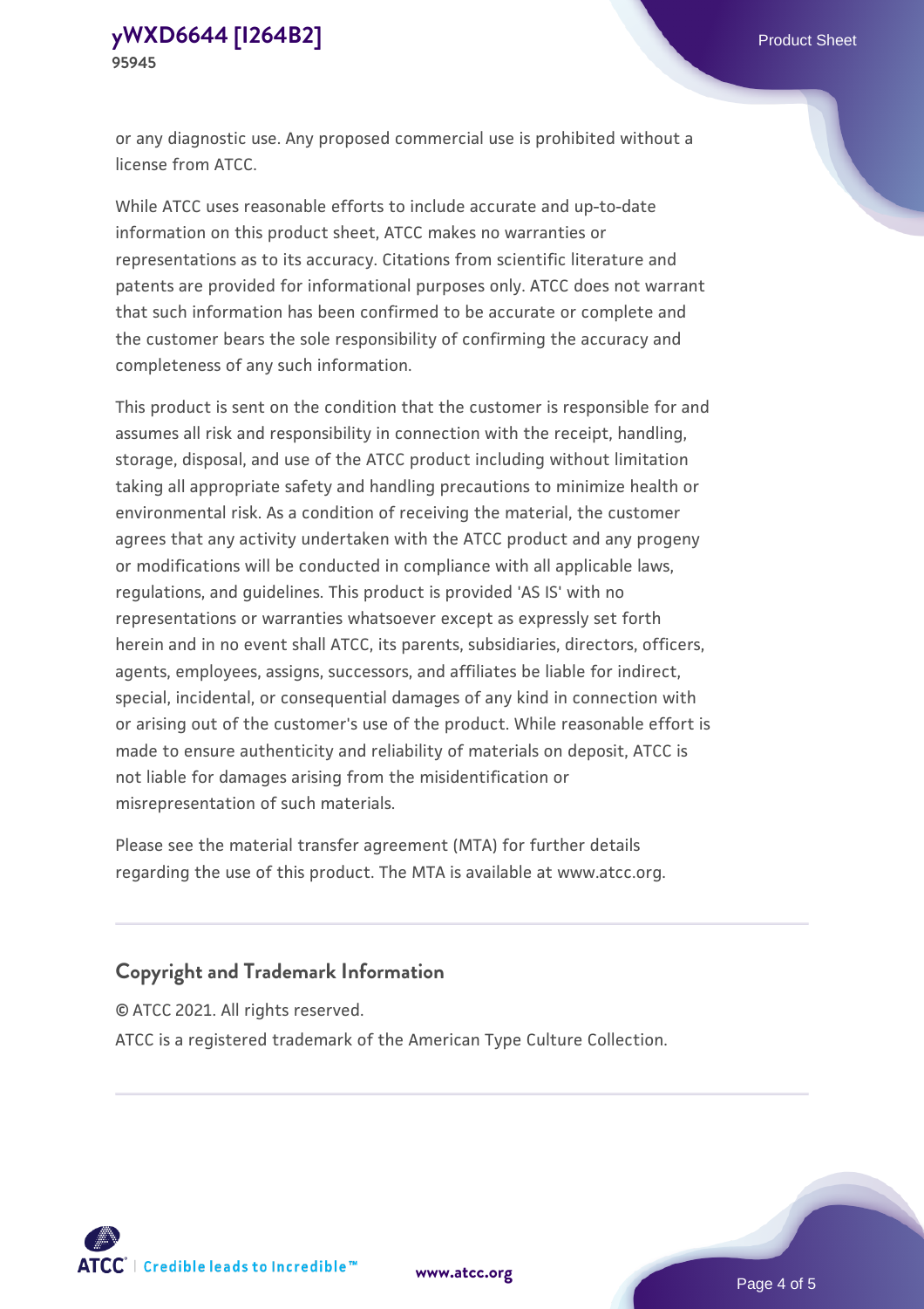or any diagnostic use. Any proposed commercial use is prohibited without a license from ATCC.

While ATCC uses reasonable efforts to include accurate and up-to-date information on this product sheet, ATCC makes no warranties or representations as to its accuracy. Citations from scientific literature and patents are provided for informational purposes only. ATCC does not warrant that such information has been confirmed to be accurate or complete and the customer bears the sole responsibility of confirming the accuracy and completeness of any such information.

This product is sent on the condition that the customer is responsible for and assumes all risk and responsibility in connection with the receipt, handling, storage, disposal, and use of the ATCC product including without limitation taking all appropriate safety and handling precautions to minimize health or environmental risk. As a condition of receiving the material, the customer agrees that any activity undertaken with the ATCC product and any progeny or modifications will be conducted in compliance with all applicable laws, regulations, and guidelines. This product is provided 'AS IS' with no representations or warranties whatsoever except as expressly set forth herein and in no event shall ATCC, its parents, subsidiaries, directors, officers, agents, employees, assigns, successors, and affiliates be liable for indirect, special, incidental, or consequential damages of any kind in connection with or arising out of the customer's use of the product. While reasonable effort is made to ensure authenticity and reliability of materials on deposit, ATCC is not liable for damages arising from the misidentification or misrepresentation of such materials.

Please see the material transfer agreement (MTA) for further details regarding the use of this product. The MTA is available at www.atcc.org.

## Copyright and Trademark Information

© ATCC 2021. All rights reserved.

ATCC is a registered trademark of the American Type Culture Collection.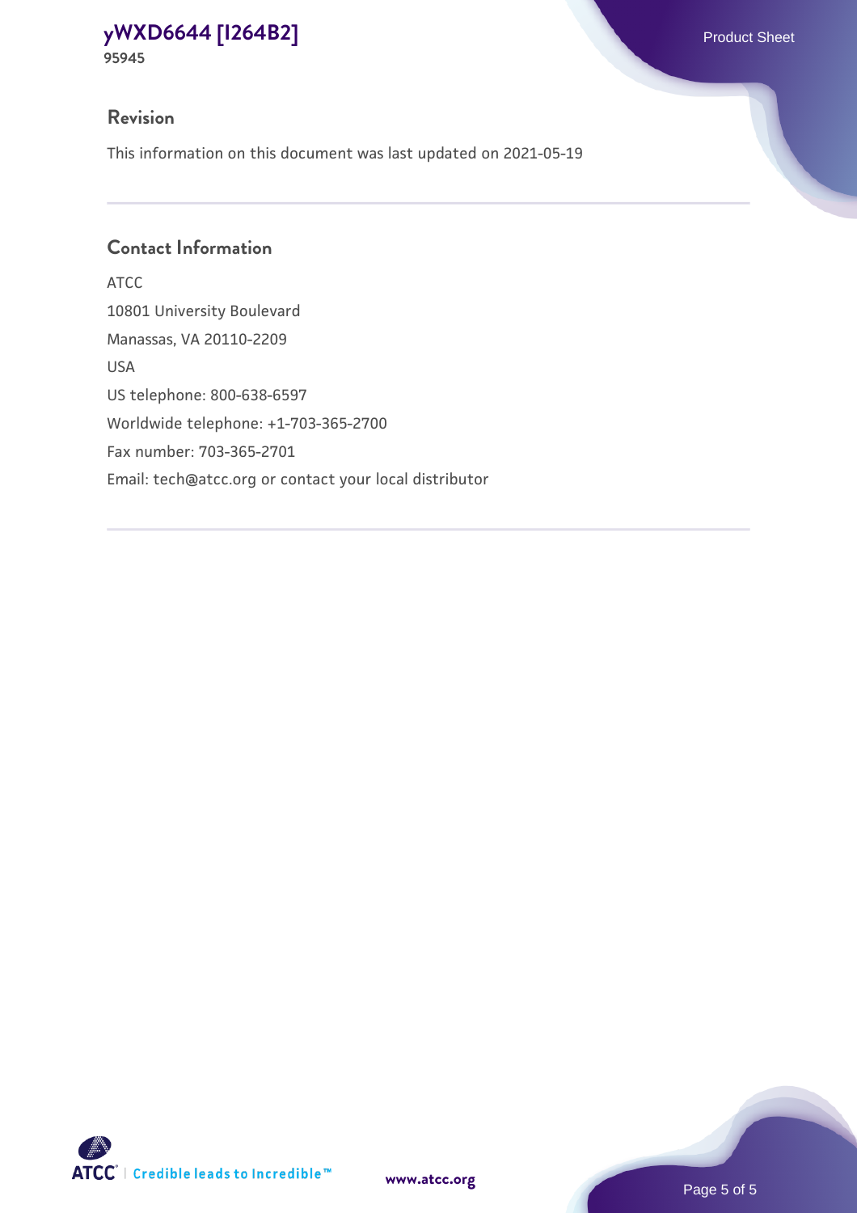## Revision

This information on this document was last updated on 2021-05-19

## Contact Information

ATCC
10801 University Boulevard
Manassas, VA 20110-2209
USA
US telephone: 800-638-6597
Worldwide telephone: +1-703-365-2700
Fax number: 703-365-2701
Email: tech@atcc.org or contact your local distributor